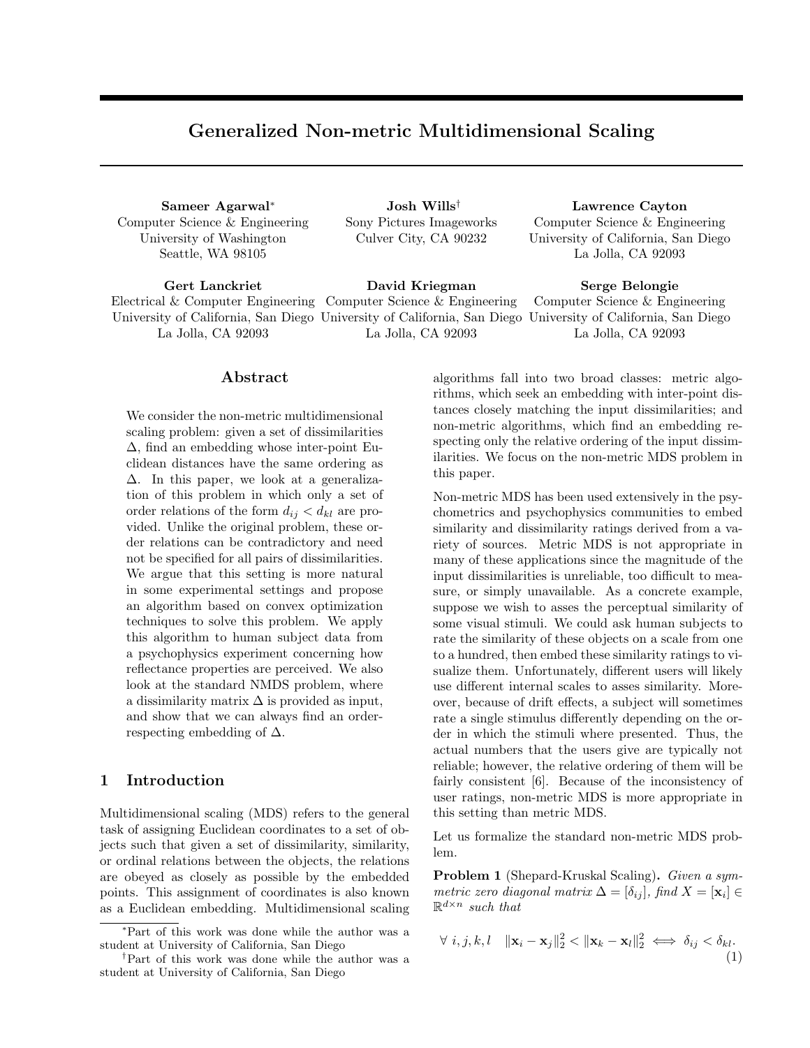# Generalized Non-metric Multidimensional Scaling

**Sameer Agarwal**[*]
Computer Science & Engineering
University of Washington
Seattle, WA 98105

**Josh Wills**[†]
Sony Pictures Imageworks
Culver City, CA 90232

**Lawrence Cayton**
Computer Science & Engineering
University of California, San Diego
La Jolla, CA 92093

**Gert Lanckriet**
Electrical & Computer Engineering
University of California, San Diego
La Jolla, CA 92093

**David Kriegman**
Computer Science & Engineering
University of California, San Diego
La Jolla, CA 92093

**Serge Belongie**
Computer Science & Engineering
University of California, San Diego
La Jolla, CA 92093

## Abstract

We consider the non-metric multidimensional scaling problem: given a set of dissimilarities $\Delta$, find an embedding whose inter-point Euclidean distances have the same ordering as $\Delta$. In this paper, we look at a generalization of this problem in which only a set of order relations of the form $d_{ij} < d_{kl}$ are provided. Unlike the original problem, these order relations can be contradictory and need not be specified for all pairs of dissimilarities. We argue that this setting is more natural in some experimental settings and propose an algorithm based on convex optimization techniques to solve this problem. We apply this algorithm to human subject data from a psychophysics experiment concerning how reflectance properties are perceived. We also look at the standard NMDS problem, where a dissimilarity matrix $\Delta$ is provided as input, and show that we can always find an order-respecting embedding of $\Delta$.

## 1 Introduction

Multidimensional scaling (MDS) refers to the general task of assigning Euclidean coordinates to a set of objects such that given a set of dissimilarity, similarity, or ordinal relations between the objects, the relations are obeyed as closely as possible by the embedded points. This assignment of coordinates is also known as a Euclidean embedding. Multidimensional scaling algorithms fall into two broad classes: metric algorithms, which seek an embedding with inter-point distances closely matching the input dissimilarities; and non-metric algorithms, which find an embedding respecting only the relative ordering of the input dissimilarities. We focus on the non-metric MDS problem in this paper.

Non-metric MDS has been used extensively in the psychometrics and psychophysics communities to embed similarity and dissimilarity ratings derived from a variety of sources. Metric MDS is not appropriate in many of these applications since the magnitude of the input dissimilarities is unreliable, too difficult to measure, or simply unavailable. As a concrete example, suppose we wish to asses the perceptual similarity of some visual stimuli. We could ask human subjects to rate the similarity of these objects on a scale from one to a hundred, then embed these similarity ratings to visualize them. Unfortunately, different users will likely use different internal scales to asses similarity. Moreover, because of drift effects, a subject will sometimes rate a single stimulus differently depending on the order in which the stimuli where presented. Thus, the actual numbers that the users give are typically not reliable; however, the relative ordering of them will be fairly consistent [6]. Because of the inconsistency of user ratings, non-metric MDS is more appropriate in this setting than metric MDS.

Let us formalize the standard non-metric MDS problem.

**Problem 1** (Shepard-Kruskal Scaling). *Given a symmetric zero diagonal matrix $\Delta = [\delta_{ij}]$, find $X = [\mathbf{x}_i] \in \mathbb{R}^{d \times n}$ such that*

$$\forall\ i, j, k, l \quad \|\mathbf{x}_i - \mathbf{x}_j\|_2^2 < \|\mathbf{x}_k - \mathbf{x}_l\|_2^2 \iff \delta_{ij} < \delta_{kl}. \tag{1}$$

[*] Part of this work was done while the author was a student at University of California, San Diego

[†] Part of this work was done while the author was a student at University of California, San Diego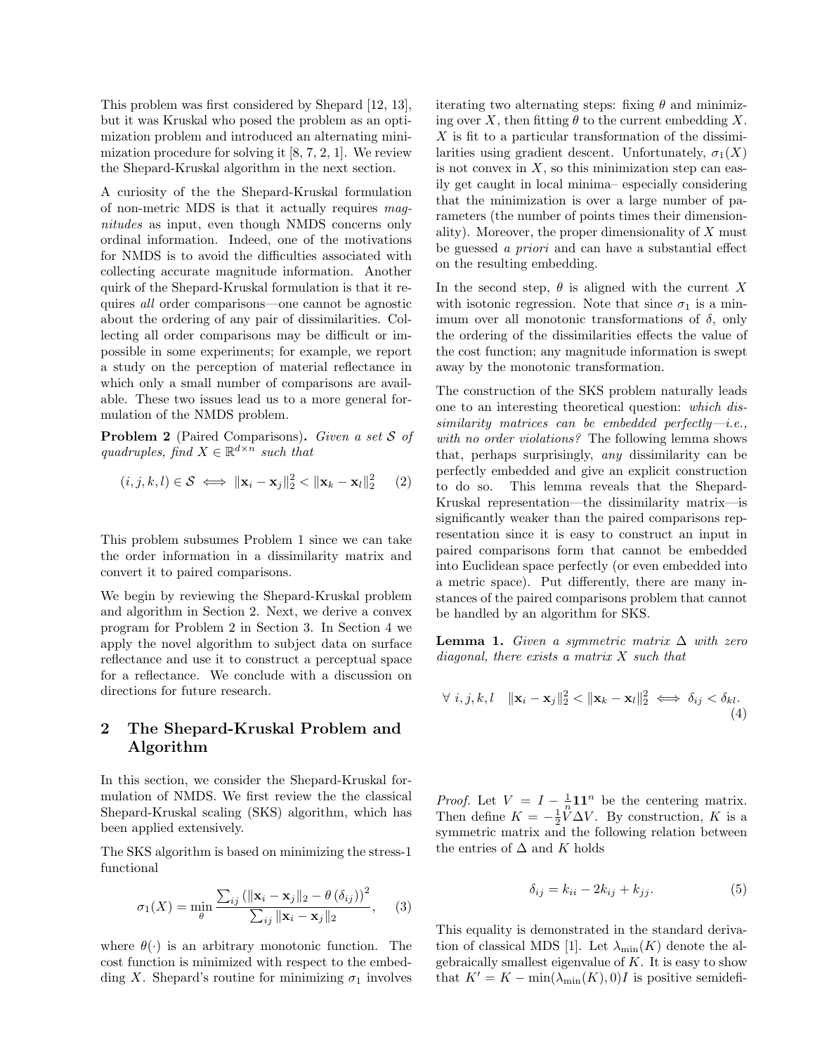This problem was first considered by Shepard [12, 13], but it was Kruskal who posed the problem as an optimization problem and introduced an alternating minimization procedure for solving it [8, 7, 2, 1]. We review the Shepard-Kruskal algorithm in the next section.

A curiosity of the the Shepard-Kruskal formulation of non-metric MDS is that it actually requires *magnitudes* as input, even though NMDS concerns only ordinal information. Indeed, one of the motivations for NMDS is to avoid the difficulties associated with collecting accurate magnitude information. Another quirk of the Shepard-Kruskal formulation is that it requires *all* order comparisons—one cannot be agnostic about the ordering of any pair of dissimilarities. Collecting all order comparisons may be difficult or impossible in some experiments; for example, we report a study on the perception of material reflectance in which only a small number of comparisons are available. These two issues lead us to a more general formulation of the NMDS problem.

**Problem 2** (Paired Comparisons)**.** *Given a set $\mathcal{S}$ of quadruples, find $X \in \mathbb{R}^{d \times n}$ such that*

$$(i,j,k,l) \in \mathcal{S} \iff \|\mathbf{x}_i - \mathbf{x}_j\|_2^2 < \|\mathbf{x}_k - \mathbf{x}_l\|_2^2 \quad (2)$$

This problem subsumes Problem 1 since we can take the order information in a dissimilarity matrix and convert it to paired comparisons.

We begin by reviewing the Shepard-Kruskal problem and algorithm in Section 2. Next, we derive a convex program for Problem 2 in Section 3. In Section 4 we apply the novel algorithm to subject data on surface reflectance and use it to construct a perceptual space for a reflectance. We conclude with a discussion on directions for future research.

## 2 The Shepard-Kruskal Problem and Algorithm

In this section, we consider the Shepard-Kruskal formulation of NMDS. We first review the the classical Shepard-Kruskal scaling (SKS) algorithm, which has been applied extensively.

The SKS algorithm is based on minimizing the stress-1 functional

$$\sigma_1(X) = \min_\theta \frac{\sum_{ij} \left(\|\mathbf{x}_i - \mathbf{x}_j\|_2 - \theta\left(\delta_{ij}\right)\right)^2}{\sum_{ij} \|\mathbf{x}_i - \mathbf{x}_j\|_2}, \quad (3)$$

where $\theta(\cdot)$ is an arbitrary monotonic function. The cost function is minimized with respect to the embedding $X$. Shepard's routine for minimizing $\sigma_1$ involves iterating two alternating steps: fixing $\theta$ and minimizing over $X$, then fitting $\theta$ to the current embedding $X$. $X$ is fit to a particular transformation of the dissimilarities using gradient descent. Unfortunately, $\sigma_1(X)$ is not convex in $X$, so this minimization step can easily get caught in local minima– especially considering that the minimization is over a large number of parameters (the number of points times their dimensionality). Moreover, the proper dimensionality of $X$ must be guessed *a priori* and can have a substantial effect on the resulting embedding.

In the second step, $\theta$ is aligned with the current $X$ with isotonic regression. Note that since $\sigma_1$ is a minimum over all monotonic transformations of $\delta$, only the ordering of the dissimilarities effects the value of the cost function; any magnitude information is swept away by the monotonic transformation.

The construction of the SKS problem naturally leads one to an interesting theoretical question: *which dissimilarity matrices can be embedded perfectly—i.e., with no order violations?* The following lemma shows that, perhaps surprisingly, *any* dissimilarity can be perfectly embedded and give an explicit construction to do so. This lemma reveals that the Shepard-Kruskal representation—the dissimilarity matrix—is significantly weaker than the paired comparisons representation since it is easy to construct an input in paired comparisons form that cannot be embedded into Euclidean space perfectly (or even embedded into a metric space). Put differently, there are many instances of the paired comparisons problem that cannot be handled by an algorithm for SKS.

**Lemma 1.** *Given a symmetric matrix $\Delta$ with zero diagonal, there exists a matrix $X$ such that*

$$\forall\ i,j,k,l \quad \|\mathbf{x}_i - \mathbf{x}_j\|_2^2 < \|\mathbf{x}_k - \mathbf{x}_l\|_2^2 \iff \delta_{ij} < \delta_{kl}. \quad (4)$$

*Proof.* Let $V = I - \frac{1}{n}\mathbf{1}\mathbf{1}^n$ be the centering matrix. Then define $K = -\frac{1}{2}V\Delta V$. By construction, $K$ is a symmetric matrix and the following relation between the entries of $\Delta$ and $K$ holds

$$\delta_{ij} = k_{ii} - 2k_{ij} + k_{jj}. \quad (5)$$

This equality is demonstrated in the standard derivation of classical MDS [1]. Let $\lambda_{\min}(K)$ denote the algebraically smallest eigenvalue of $K$. It is easy to show that $K' = K - \min(\lambda_{\min}(K), 0)I$ is positive semidefi-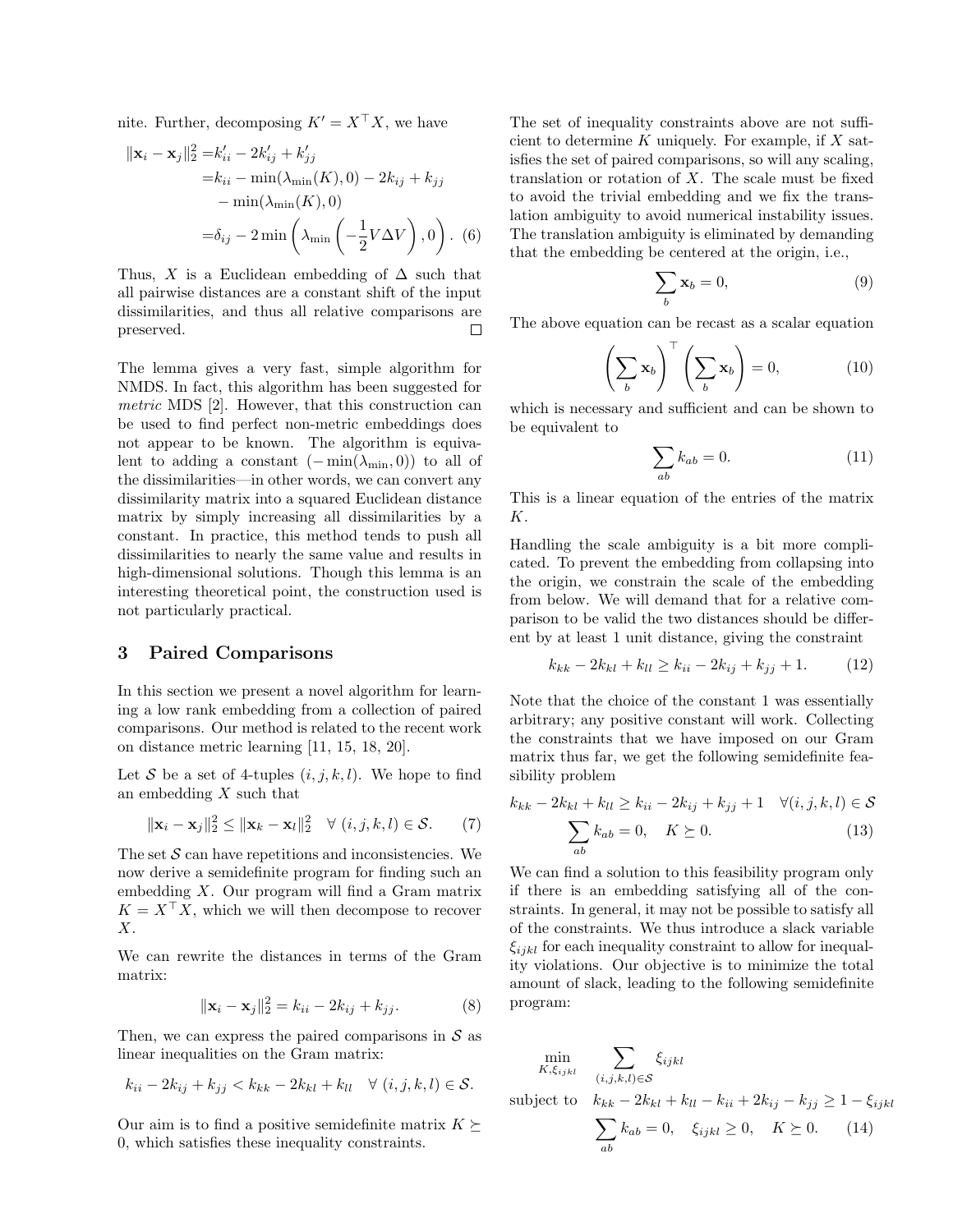nite. Further, decomposing $K' = X^\top X$, we have

$$
\begin{aligned}
\|\mathbf{x}_i - \mathbf{x}_j\|_2^2 =& k'_{ii} - 2k'_{ij} + k'_{jj} \\
=& k_{ii} - \min(\lambda_{\min}(K), 0) - 2k_{ij} + k_{jj} \\
& - \min(\lambda_{\min}(K), 0) \\
=& \delta_{ij} - 2\min\left(\lambda_{\min}\left(-\frac{1}{2}V\Delta V\right), 0\right). \quad (6)
\end{aligned}
$$

Thus, $X$ is a Euclidean embedding of $\Delta$ such that all pairwise distances are a constant shift of the input dissimilarities, and thus all relative comparisons are preserved. □

The lemma gives a very fast, simple algorithm for NMDS. In fact, this algorithm has been suggested for *metric* MDS [2]. However, that this construction can be used to find perfect non-metric embeddings does not appear to be known. The algorithm is equivalent to adding a constant ($-\min(\lambda_{\min}, 0)$) to all of the dissimilarities—in other words, we can convert any dissimilarity matrix into a squared Euclidean distance matrix by simply increasing all dissimilarities by a constant. In practice, this method tends to push all dissimilarities to nearly the same value and results in high-dimensional solutions. Though this lemma is an interesting theoretical point, the construction used is not particularly practical.

## 3 Paired Comparisons

In this section we present a novel algorithm for learning a low rank embedding from a collection of paired comparisons. Our method is related to the recent work on distance metric learning [11, 15, 18, 20].

Let $\mathcal{S}$ be a set of 4-tuples $(i, j, k, l)$. We hope to find an embedding $X$ such that

$$
\|\mathbf{x}_i - \mathbf{x}_j\|_2^2 \leq \|\mathbf{x}_k - \mathbf{x}_l\|_2^2 \quad \forall\ (i, j, k, l) \in \mathcal{S}. \quad (7)
$$

The set $\mathcal{S}$ can have repetitions and inconsistencies. We now derive a semidefinite program for finding such an embedding $X$. Our program will find a Gram matrix $K = X^\top X$, which we will then decompose to recover $X$.

We can rewrite the distances in terms of the Gram matrix:

$$
\|\mathbf{x}_i - \mathbf{x}_j\|_2^2 = k_{ii} - 2k_{ij} + k_{jj}. \quad (8)
$$

Then, we can express the paired comparisons in $\mathcal{S}$ as linear inequalities on the Gram matrix:

$$
k_{ii} - 2k_{ij} + k_{jj} < k_{kk} - 2k_{kl} + k_{ll} \quad \forall\ (i, j, k, l) \in \mathcal{S}.
$$

Our aim is to find a positive semidefinite matrix $K \succeq 0$, which satisfies these inequality constraints.

The set of inequality constraints above are not sufficient to determine $K$ uniquely. For example, if $X$ satisfies the set of paired comparisons, so will any scaling, translation or rotation of $X$. The scale must be fixed to avoid the trivial embedding and we fix the translation ambiguity to avoid numerical instability issues. The translation ambiguity is eliminated by demanding that the embedding be centered at the origin, i.e.,

$$
\sum_b \mathbf{x}_b = 0, \quad (9)
$$

The above equation can be recast as a scalar equation

$$
\left(\sum_b \mathbf{x}_b\right)^\top \left(\sum_b \mathbf{x}_b\right) = 0, \quad (10)
$$

which is necessary and sufficient and can be shown to be equivalent to

$$
\sum_{ab} k_{ab} = 0. \quad (11)
$$

This is a linear equation of the entries of the matrix $K$.

Handling the scale ambiguity is a bit more complicated. To prevent the embedding from collapsing into the origin, we constrain the scale of the embedding from below. We will demand that for a relative comparison to be valid the two distances should be different by at least 1 unit distance, giving the constraint

$$
k_{kk} - 2k_{kl} + k_{ll} \geq k_{ii} - 2k_{ij} + k_{jj} + 1. \quad (12)
$$

Note that the choice of the constant 1 was essentially arbitrary; any positive constant will work. Collecting the constraints that we have imposed on our Gram matrix thus far, we get the following semidefinite feasibility problem

$$
\begin{aligned}
k_{kk} - 2k_{kl} + k_{ll} \geq k_{ii} - 2k_{ij} + k_{jj} + 1 \quad \forall (i, j, k, l) \in \mathcal{S} \\
\sum_{ab} k_{ab} = 0, \quad K \succeq 0. \quad (13)
\end{aligned}
$$

We can find a solution to this feasibility program only if there is an embedding satisfying all of the constraints. In general, it may not be possible to satisfy all of the constraints. We thus introduce a slack variable $\xi_{ijkl}$ for each inequality constraint to allow for inequality violations. Our objective is to minimize the total amount of slack, leading to the following semidefinite program:

$$
\begin{aligned}
\min_{K, \xi_{ijkl}} \quad & \sum_{(i,j,k,l) \in \mathcal{S}} \xi_{ijkl} \\
\text{subject to} \quad & k_{kk} - 2k_{kl} + k_{ll} - k_{ii} + 2k_{ij} - k_{jj} \geq 1 - \xi_{ijkl} \\
& \sum_{ab} k_{ab} = 0, \quad \xi_{ijkl} \geq 0, \quad K \succeq 0. \quad (14)
\end{aligned}
$$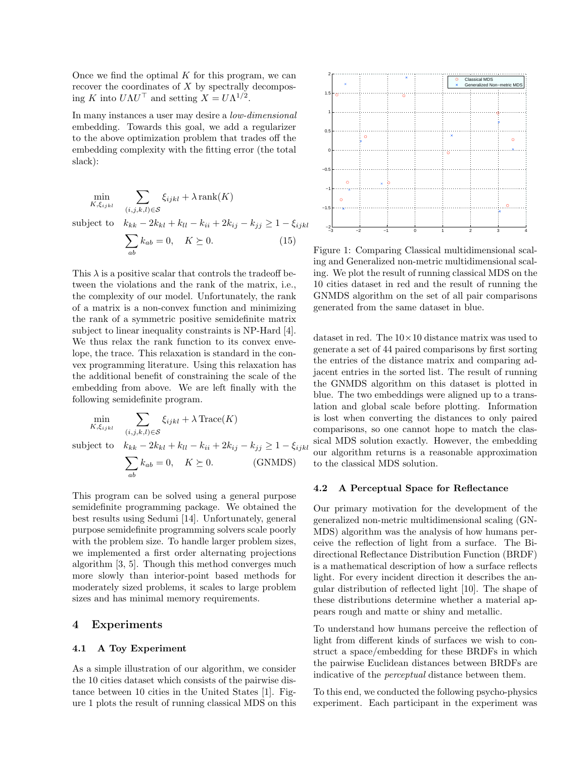Once we find the optimal $K$ for this program, we can recover the coordinates of $X$ by spectrally decomposing $K$ into $U\Lambda U^\top$ and setting $X = U\Lambda^{1/2}$.

In many instances a user may desire a *low-dimensional* embedding. Towards this goal, we add a regularizer to the above optimization problem that trades off the embedding complexity with the fitting error (the total slack):

$$
\begin{aligned}
\min_{K,\xi_{ijkl}} \quad & \sum_{(i,j,k,l)\in\mathcal{S}} \xi_{ijkl} + \lambda \operatorname{rank}(K) \\
\text{subject to} \quad & k_{kk} - 2k_{kl} + k_{ll} - k_{ii} + 2k_{ij} - k_{jj} \geq 1 - \xi_{ijkl} \\
& \sum_{ab} k_{ab} = 0, \quad K \succeq 0. \qquad (15)
\end{aligned}
$$

This $\lambda$ is a positive scalar that controls the tradeoff between the violations and the rank of the matrix, i.e., the complexity of our model. Unfortunately, the rank of a matrix is a non-convex function and minimizing the rank of a symmetric positive semidefinite matrix subject to linear inequality constraints is NP-Hard [4]. We thus relax the rank function to its convex envelope, the trace. This relaxation is standard in the convex programming literature. Using this relaxation has the additional benefit of constraining the scale of the embedding from above. We are left finally with the following semidefinite program.

$$
\begin{aligned}
\min_{K,\xi_{ijkl}} \quad & \sum_{(i,j,k,l)\in\mathcal{S}} \xi_{ijkl} + \lambda \operatorname{Trace}(K) \\
\text{subject to} \quad & k_{kk} - 2k_{kl} + k_{ll} - k_{ii} + 2k_{ij} - k_{jj} \geq 1 - \xi_{ijkl} \\
& \sum_{ab} k_{ab} = 0, \quad K \succeq 0. \qquad \text{(GNMDS)}
\end{aligned}
$$

This program can be solved using a general purpose semidefinite programming package. We obtained the best results using Sedumi [14]. Unfortunately, general purpose semidefinite programming solvers scale poorly with the problem size. To handle larger problem sizes, we implemented a first order alternating projections algorithm [3, 5]. Though this method converges much more slowly than interior-point based methods for moderately sized problems, it scales to large problem sizes and has minimal memory requirements.

# 4 Experiments

## 4.1 A Toy Experiment

As a simple illustration of our algorithm, we consider the 10 cities dataset which consists of the pairwise distance between 10 cities in the United States [1]. Figure 1 plots the result of running classical MDS on this dataset in red. The $10 \times 10$ distance matrix was used to generate a set of 44 paired comparisons by first sorting the entries of the distance matrix and comparing adjacent entries in the sorted list. The result of running the GNMDS algorithm on this dataset is plotted in blue. The two embeddings were aligned up to a translation and global scale before plotting. Information is lost when converting the distances to only paired comparisons, so one cannot hope to match the classical MDS solution exactly. However, the embedding our algorithm returns is a reasonable approximation to the classical MDS solution.

Figure 1: Comparing Classical multidimensional scaling and Generalized non-metric multidimensional scaling. We plot the result of running classical MDS on the 10 cities dataset in red and the result of running the GNMDS algorithm on the set of all pair comparisons generated from the same dataset in blue.

## 4.2 A Perceptual Space for Reflectance

Our primary motivation for the development of the generalized non-metric multidimensional scaling (GNMDS) algorithm was the analysis of how humans perceive the reflection of light from a surface. The Bidirectional Reflectance Distribution Function (BRDF) is a mathematical description of how a surface reflects light. For every incident direction it describes the angular distribution of reflected light [10]. The shape of these distributions determine whether a material appears rough and matte or shiny and metallic.

To understand how humans perceive the reflection of light from different kinds of surfaces we wish to construct a space/embedding for these BRDFs in which the pairwise Euclidean distances between BRDFs are indicative of the *perceptual* distance between them.

To this end, we conducted the following psycho-physics experiment. Each participant in the experiment was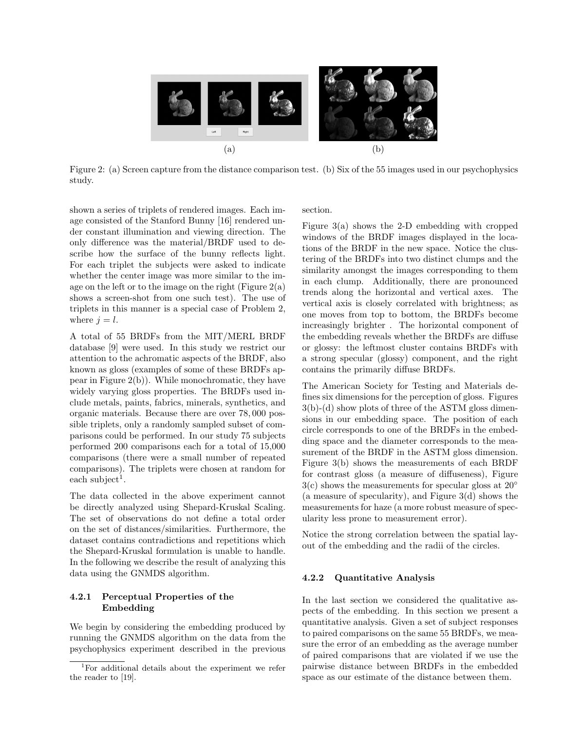Figure 2: (a) Screen capture from the distance comparison test. (b) Six of the 55 images used in our psychophysics study.

shown a series of triplets of rendered images. Each image consisted of the Stanford Bunny [16] rendered under constant illumination and viewing direction. The only difference was the material/BRDF used to describe how the surface of the bunny reflects light. For each triplet the subjects were asked to indicate whether the center image was more similar to the image on the left or to the image on the right (Figure 2(a) shows a screen-shot from one such test). The use of triplets in this manner is a special case of Problem 2, where $j = l$.

A total of 55 BRDFs from the MIT/MERL BRDF database [9] were used. In this study we restrict our attention to the achromatic aspects of the BRDF, also known as gloss (examples of some of these BRDFs appear in Figure 2(b)). While monochromatic, they have widely varying gloss properties. The BRDFs used include metals, paints, fabrics, minerals, synthetics, and organic materials. Because there are over 78,000 possible triplets, only a randomly sampled subset of comparisons could be performed. In our study 75 subjects performed 200 comparisons each for a total of 15,000 comparisons (there were a small number of repeated comparisons). The triplets were chosen at random for each subject[1].

The data collected in the above experiment cannot be directly analyzed using Shepard-Kruskal Scaling. The set of observations do not define a total order on the set of distances/similarities. Furthermore, the dataset contains contradictions and repetitions which the Shepard-Kruskal formulation is unable to handle. In the following we describe the result of analyzing this data using the GNMDS algorithm.

### 4.2.1 Perceptual Properties of the Embedding

We begin by considering the embedding produced by running the GNMDS algorithm on the data from the psychophysics experiment described in the previous section.

Figure 3(a) shows the 2-D embedding with cropped windows of the BRDF images displayed in the locations of the BRDF in the new space. Notice the clustering of the BRDFs into two distinct clumps and the similarity amongst the images corresponding to them in each clump. Additionally, there are pronounced trends along the horizontal and vertical axes. The vertical axis is closely correlated with brightness; as one moves from top to bottom, the BRDFs become increasingly brighter . The horizontal component of the embedding reveals whether the BRDFs are diffuse or glossy: the leftmost cluster contains BRDFs with a strong specular (glossy) component, and the right contains the primarily diffuse BRDFs.

The American Society for Testing and Materials defines six dimensions for the perception of gloss. Figures 3(b)-(d) show plots of three of the ASTM gloss dimensions in our embedding space. The position of each circle corresponds to one of the BRDFs in the embedding space and the diameter corresponds to the measurement of the BRDF in the ASTM gloss dimension. Figure 3(b) shows the measurements of each BRDF for contrast gloss (a measure of diffuseness), Figure 3(c) shows the measurements for specular gloss at 20° (a measure of specularity), and Figure 3(d) shows the measurements for haze (a more robust measure of specularity less prone to measurement error).

Notice the strong correlation between the spatial layout of the embedding and the radii of the circles.

### 4.2.2 Quantitative Analysis

In the last section we considered the qualitative aspects of the embedding. In this section we present a quantitative analysis. Given a set of subject responses to paired comparisons on the same 55 BRDFs, we measure the error of an embedding as the average number of paired comparisons that are violated if we use the pairwise distance between BRDFs in the embedded space as our estimate of the distance between them.

[1] For additional details about the experiment we refer the reader to [19].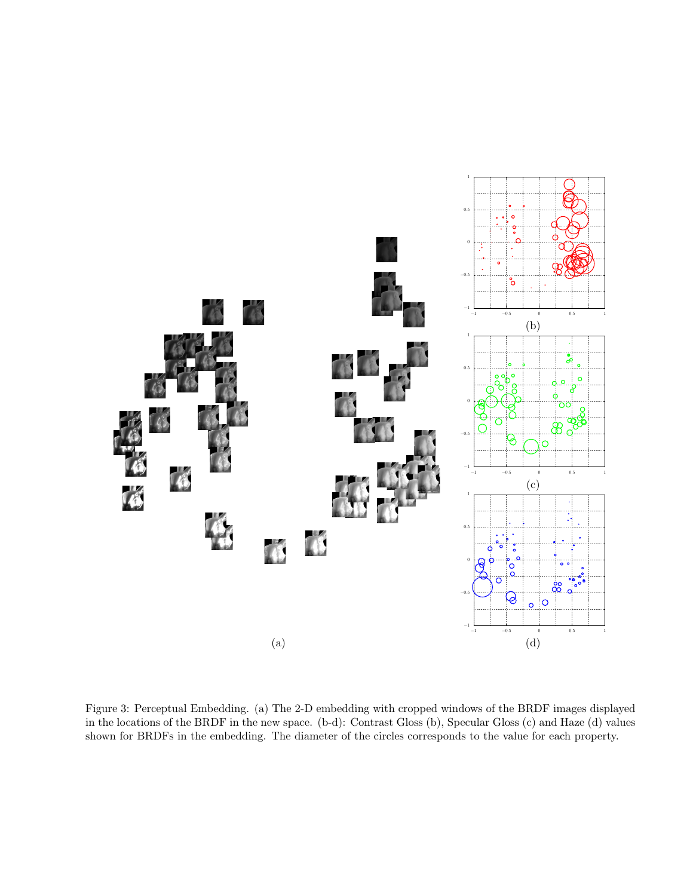(a)

(b)

(c)

(d)

Figure 3: Perceptual Embedding. (a) The 2-D embedding with cropped windows of the BRDF images displayed in the locations of the BRDF in the new space. (b-d): Contrast Gloss (b), Specular Gloss (c) and Haze (d) values shown for BRDFs in the embedding. The diameter of the circles corresponds to the value for each property.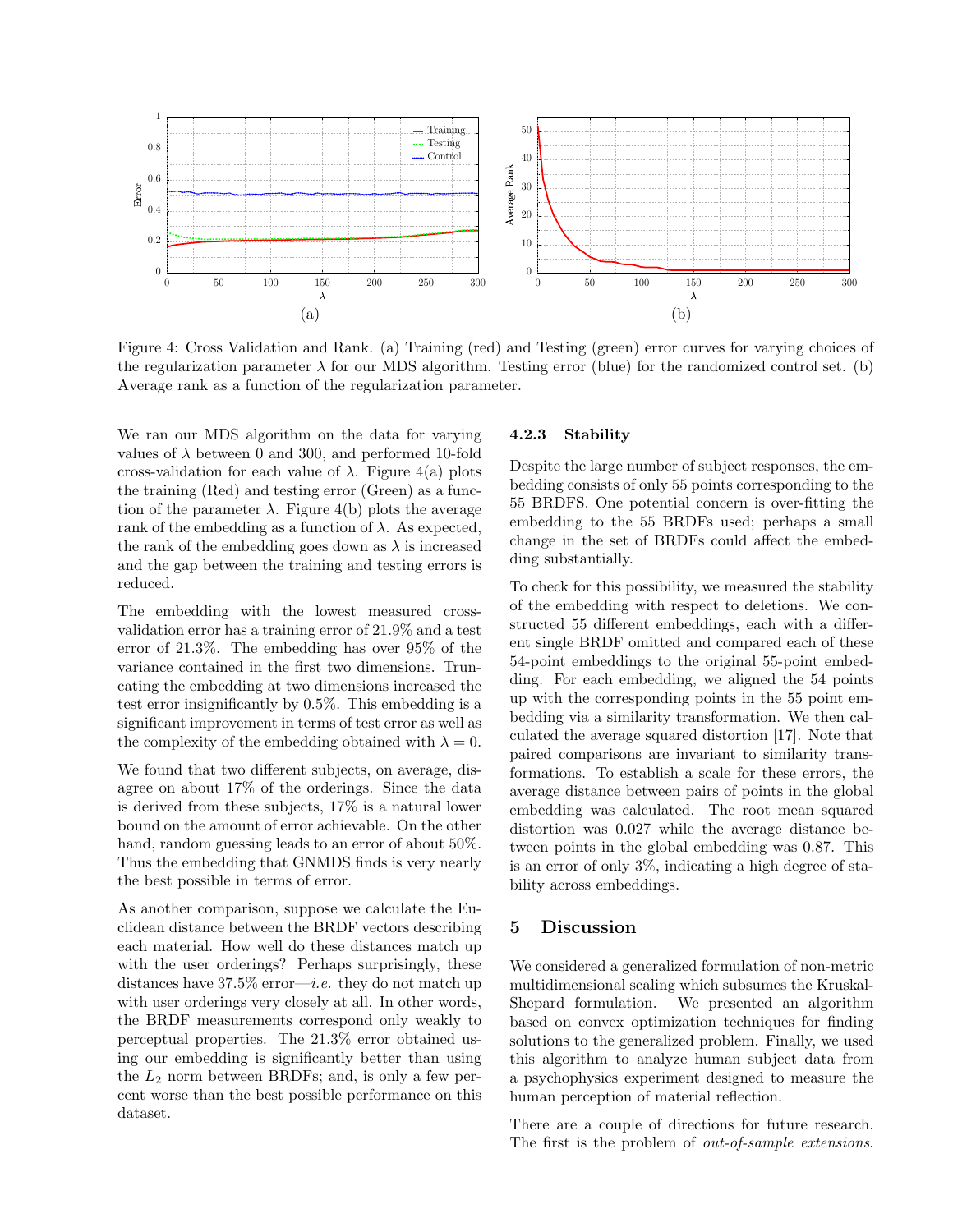Figure 4: Cross Validation and Rank. (a) Training (red) and Testing (green) error curves for varying choices of the regularization parameter $\lambda$ for our MDS algorithm. Testing error (blue) for the randomized control set. (b) Average rank as a function of the regularization parameter.

We ran our MDS algorithm on the data for varying values of $\lambda$ between 0 and 300, and performed 10-fold cross-validation for each value of $\lambda$. Figure 4(a) plots the training (Red) and testing error (Green) as a function of the parameter $\lambda$. Figure 4(b) plots the average rank of the embedding as a function of $\lambda$. As expected, the rank of the embedding goes down as $\lambda$ is increased and the gap between the training and testing errors is reduced.

The embedding with the lowest measured cross-validation error has a training error of 21.9% and a test error of 21.3%. The embedding has over 95% of the variance contained in the first two dimensions. Truncating the embedding at two dimensions increased the test error insignificantly by 0.5%. This embedding is a significant improvement in terms of test error as well as the complexity of the embedding obtained with $\lambda = 0$.

We found that two different subjects, on average, disagree on about 17% of the orderings. Since the data is derived from these subjects, 17% is a natural lower bound on the amount of error achievable. On the other hand, random guessing leads to an error of about 50%. Thus the embedding that GNMDS finds is very nearly the best possible in terms of error.

As another comparison, suppose we calculate the Euclidean distance between the BRDF vectors describing each material. How well do these distances match up with the user orderings? Perhaps surprisingly, these distances have 37.5% error—*i.e.* they do not match up with user orderings very closely at all. In other words, the BRDF measurements correspond only weakly to perceptual properties. The 21.3% error obtained using our embedding is significantly better than using the $L_2$ norm between BRDFs; and, is only a few percent worse than the best possible performance on this dataset.

#### 4.2.3 Stability

Despite the large number of subject responses, the embedding consists of only 55 points corresponding to the 55 BRDFS. One potential concern is over-fitting the embedding to the 55 BRDFs used; perhaps a small change in the set of BRDFs could affect the embedding substantially.

To check for this possibility, we measured the stability of the embedding with respect to deletions. We constructed 55 different embeddings, each with a different single BRDF omitted and compared each of these 54-point embeddings to the original 55-point embedding. For each embedding, we aligned the 54 points up with the corresponding points in the 55 point embedding via a similarity transformation. We then calculated the average squared distortion [17]. Note that paired comparisons are invariant to similarity transformations. To establish a scale for these errors, the average distance between pairs of points in the global embedding was calculated. The root mean squared distortion was 0.027 while the average distance between points in the global embedding was 0.87. This is an error of only 3%, indicating a high degree of stability across embeddings.

## 5 Discussion

We considered a generalized formulation of non-metric multidimensional scaling which subsumes the Kruskal-Shepard formulation. We presented an algorithm based on convex optimization techniques for finding solutions to the generalized problem. Finally, we used this algorithm to analyze human subject data from a psychophysics experiment designed to measure the human perception of material reflection.

There are a couple of directions for future research. The first is the problem of *out-of-sample extensions*.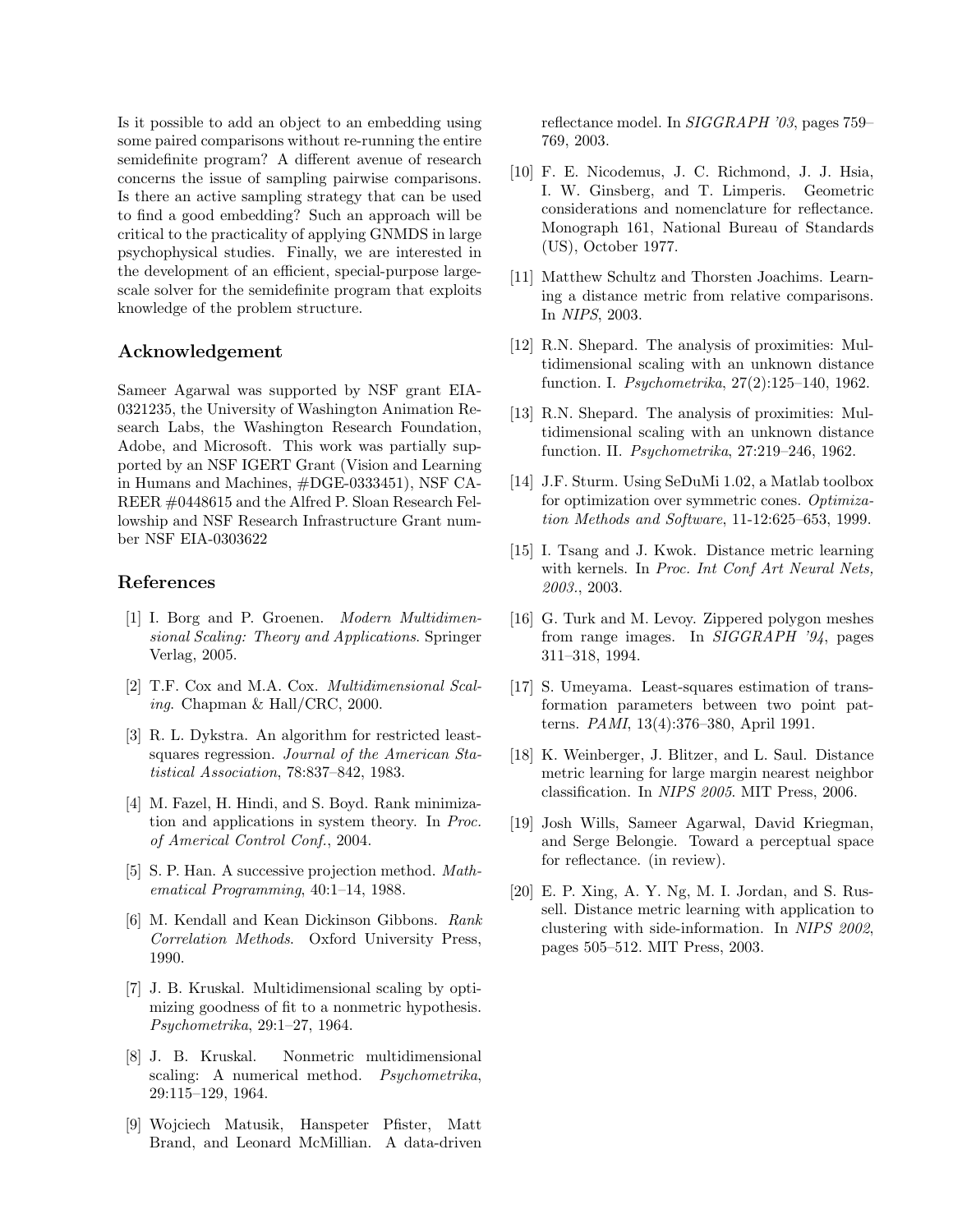Is it possible to add an object to an embedding using some paired comparisons without re-running the entire semidefinite program? A different avenue of research concerns the issue of sampling pairwise comparisons. Is there an active sampling strategy that can be used to find a good embedding? Such an approach will be critical to the practicality of applying GNMDS in large psychophysical studies. Finally, we are interested in the development of an efficient, special-purpose large-scale solver for the semidefinite program that exploits knowledge of the problem structure.

## Acknowledgement

Sameer Agarwal was supported by NSF grant EIA-0321235, the University of Washington Animation Research Labs, the Washington Research Foundation, Adobe, and Microsoft. This work was partially supported by an NSF IGERT Grant (Vision and Learning in Humans and Machines, #DGE-0333451), NSF CAREER #0448615 and the Alfred P. Sloan Research Fellowship and NSF Research Infrastructure Grant number NSF EIA-0303622

## References

[1] I. Borg and P. Groenen. *Modern Multidimensional Scaling: Theory and Applications*. Springer Verlag, 2005.

[2] T.F. Cox and M.A. Cox. *Multidimensional Scaling*. Chapman & Hall/CRC, 2000.

[3] R. L. Dykstra. An algorithm for restricted least-squares regression. *Journal of the American Statistical Association*, 78:837–842, 1983.

[4] M. Fazel, H. Hindi, and S. Boyd. Rank minimization and applications in system theory. In *Proc. of Americal Control Conf.*, 2004.

[5] S. P. Han. A successive projection method. *Mathematical Programming*, 40:1–14, 1988.

[6] M. Kendall and Kean Dickinson Gibbons. *Rank Correlation Methods*. Oxford University Press, 1990.

[7] J. B. Kruskal. Multidimensional scaling by optimizing goodness of fit to a nonmetric hypothesis. *Psychometrika*, 29:1–27, 1964.

[8] J. B. Kruskal. Nonmetric multidimensional scaling: A numerical method. *Psychometrika*, 29:115–129, 1964.

[9] Wojciech Matusik, Hanspeter Pfister, Matt Brand, and Leonard McMillian. A data-driven reflectance model. In *SIGGRAPH '03*, pages 759–769, 2003.

[10] F. E. Nicodemus, J. C. Richmond, J. J. Hsia, I. W. Ginsberg, and T. Limperis. Geometric considerations and nomenclature for reflectance. Monograph 161, National Bureau of Standards (US), October 1977.

[11] Matthew Schultz and Thorsten Joachims. Learning a distance metric from relative comparisons. In *NIPS*, 2003.

[12] R.N. Shepard. The analysis of proximities: Multidimensional scaling with an unknown distance function. I. *Psychometrika*, 27(2):125–140, 1962.

[13] R.N. Shepard. The analysis of proximities: Multidimensional scaling with an unknown distance function. II. *Psychometrika*, 27:219–246, 1962.

[14] J.F. Sturm. Using SeDuMi 1.02, a Matlab toolbox for optimization over symmetric cones. *Optimization Methods and Software*, 11-12:625–653, 1999.

[15] I. Tsang and J. Kwok. Distance metric learning with kernels. In *Proc. Int Conf Art Neural Nets, 2003.*, 2003.

[16] G. Turk and M. Levoy. Zippered polygon meshes from range images. In *SIGGRAPH '94*, pages 311–318, 1994.

[17] S. Umeyama. Least-squares estimation of transformation parameters between two point patterns. *PAMI*, 13(4):376–380, April 1991.

[18] K. Weinberger, J. Blitzer, and L. Saul. Distance metric learning for large margin nearest neighbor classification. In *NIPS 2005*. MIT Press, 2006.

[19] Josh Wills, Sameer Agarwal, David Kriegman, and Serge Belongie. Toward a perceptual space for reflectance. (in review).

[20] E. P. Xing, A. Y. Ng, M. I. Jordan, and S. Russell. Distance metric learning with application to clustering with side-information. In *NIPS 2002*, pages 505–512. MIT Press, 2003.